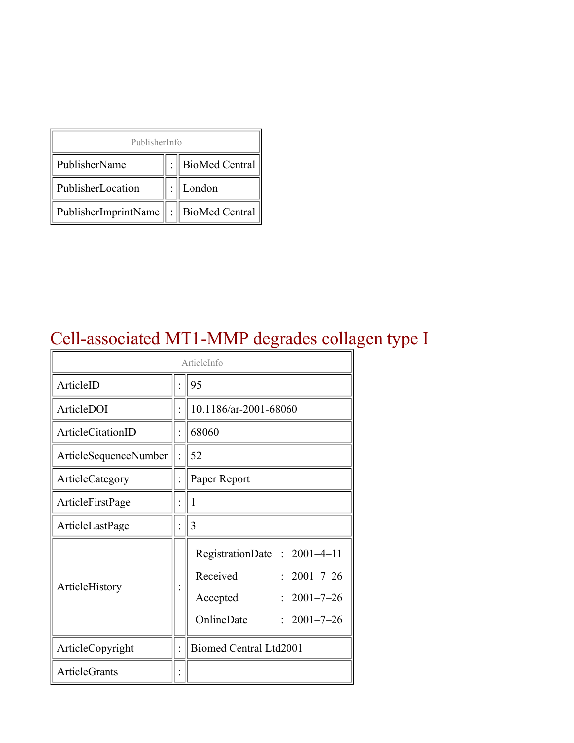| PublisherInfo | | |
|---|---|---|
| PublisherName | : | BioMed Central |
| PublisherLocation | : | London |
| PublisherImprintName | : | BioMed Central |

# Cell-associated MT1-MMP degrades collagen type I

| ArticleInfo | | |
|---|---|---|
| ArticleID | : | 95 |
| ArticleDOI | : | 10.1186/ar-2001-68060 |
| ArticleCitationID | : | 68060 |
| ArticleSequenceNumber | : | 52 |
| ArticleCategory | : | Paper Report |
| ArticleFirstPage | : | 1 |
| ArticleLastPage | : | 3 |
| ArticleHistory | : | RegistrationDate : 2001–4–11<br>Received : 2001–7–26<br>Accepted : 2001–7–26<br>OnlineDate : 2001–7–26 |
| ArticleCopyright | : | Biomed Central Ltd2001 |
| ArticleGrants | : | |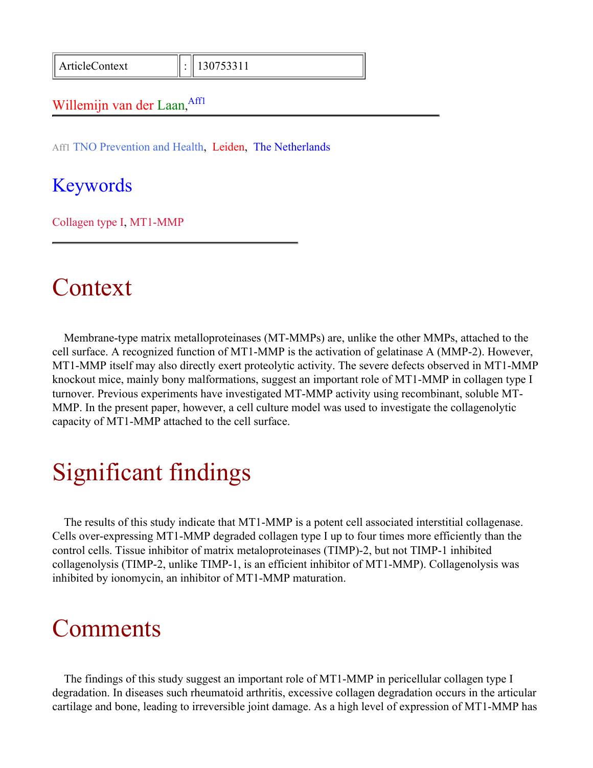| ArticleContext | : | 130753311 |
| --- | --- | --- |

Willemijn van der Laan,[Aff1]

Aff1 TNO Prevention and Health, Leiden, The Netherlands

## Keywords

Collagen type I, MT1-MMP

# Context

Membrane-type matrix metalloproteinases (MT-MMPs) are, unlike the other MMPs, attached to the cell surface. A recognized function of MT1-MMP is the activation of gelatinase A (MMP-2). However, MT1-MMP itself may also directly exert proteolytic activity. The severe defects observed in MT1-MMP knockout mice, mainly bony malformations, suggest an important role of MT1-MMP in collagen type I turnover. Previous experiments have investigated MT-MMP activity using recombinant, soluble MT-MMP. In the present paper, however, a cell culture model was used to investigate the collagenolytic capacity of MT1-MMP attached to the cell surface.

# Significant findings

The results of this study indicate that MT1-MMP is a potent cell associated interstitial collagenase. Cells over-expressing MT1-MMP degraded collagen type I up to four times more efficiently than the control cells. Tissue inhibitor of matrix metaloproteinases (TIMP)-2, but not TIMP-1 inhibited collagenolysis (TIMP-2, unlike TIMP-1, is an efficient inhibitor of MT1-MMP). Collagenolysis was inhibited by ionomycin, an inhibitor of MT1-MMP maturation.

# Comments

The findings of this study suggest an important role of MT1-MMP in pericellular collagen type I degradation. In diseases such rheumatoid arthritis, excessive collagen degradation occurs in the articular cartilage and bone, leading to irreversible joint damage. As a high level of expression of MT1-MMP has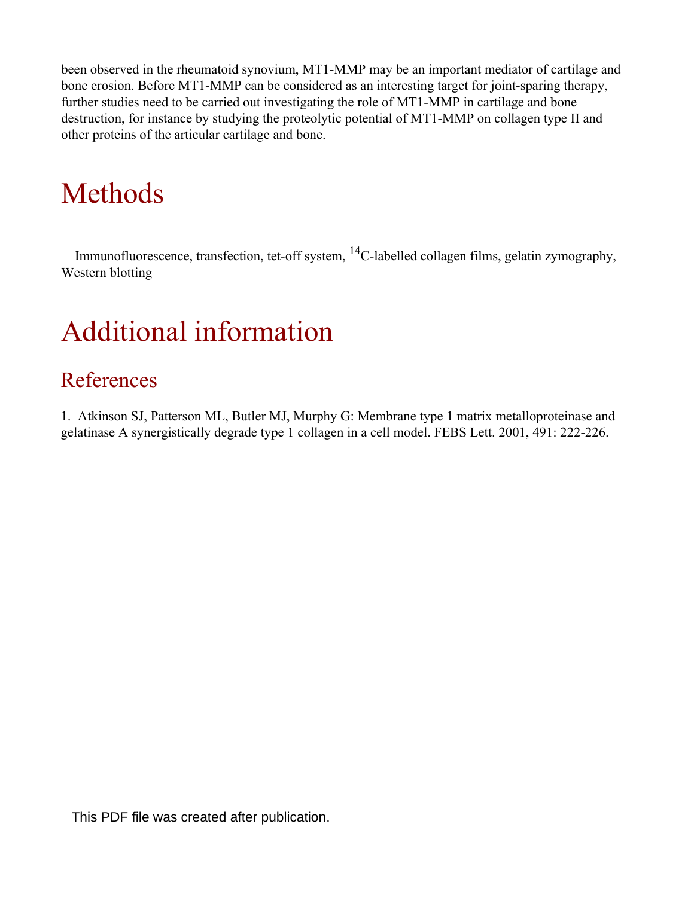been observed in the rheumatoid synovium, MT1-MMP may be an important mediator of cartilage and bone erosion. Before MT1-MMP can be considered as an interesting target for joint-sparing therapy, further studies need to be carried out investigating the role of MT1-MMP in cartilage and bone destruction, for instance by studying the proteolytic potential of MT1-MMP on collagen type II and other proteins of the articular cartilage and bone.

# Methods

Immunofluorescence, transfection, tet-off system, $^{14}$C-labelled collagen films, gelatin zymography, Western blotting

# Additional information

## References

1. Atkinson SJ, Patterson ML, Butler MJ, Murphy G: Membrane type 1 matrix metalloproteinase and gelatinase A synergistically degrade type 1 collagen in a cell model. FEBS Lett. 2001, 491: 222-226.

This PDF file was created after publication.